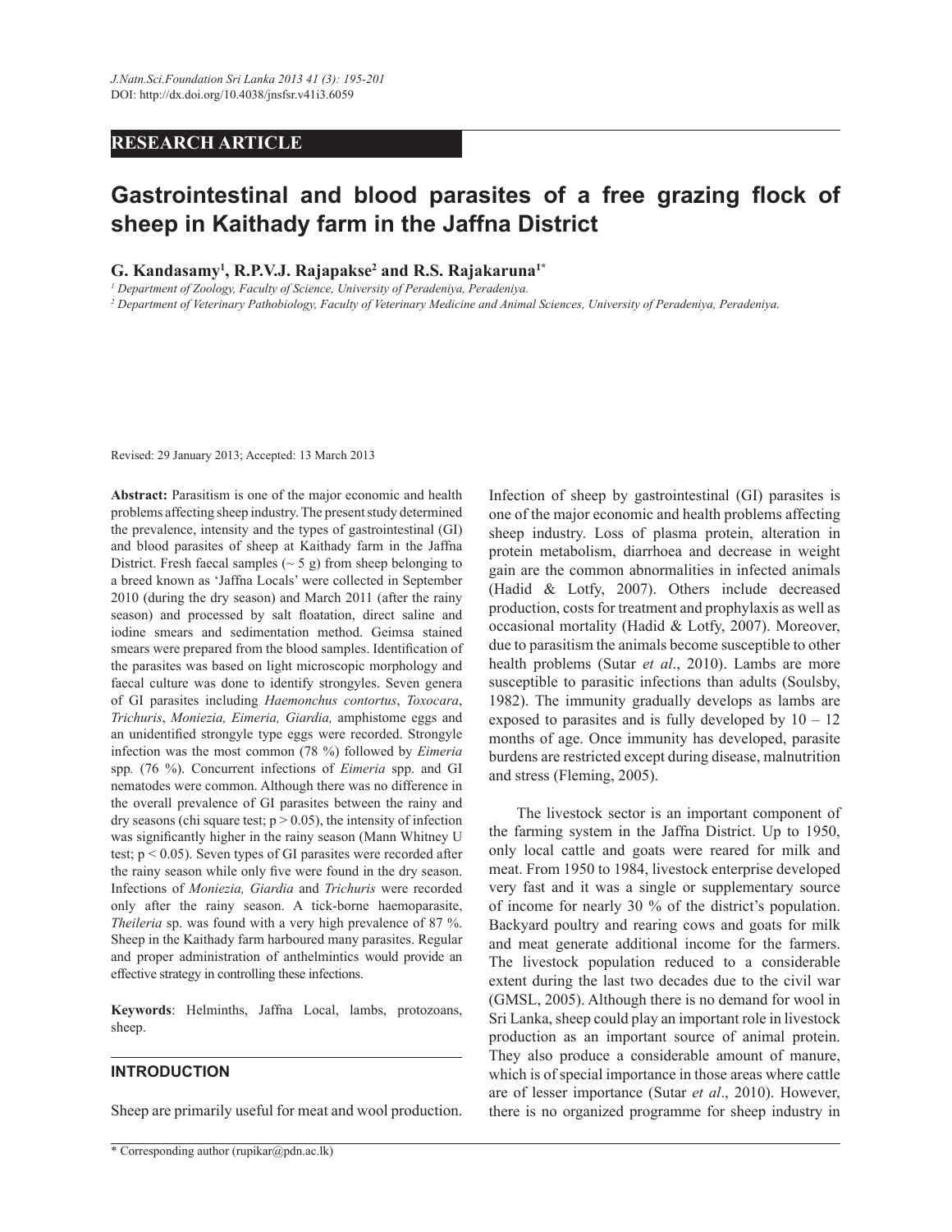RESEARCH ARTICLE

# Gastrointestinal and blood parasites of a free grazing flock of sheep in Kaithady farm in the Jaffna District

**G. Kandasamy[1], R.P.V.J. Rajapakse[2] and R.S. Rajakaruna[1*]**

*[1] Department of Zoology, Faculty of Science, University of Peradeniya, Peradeniya.*
*[2] Department of Veterinary Pathobiology, Faculty of Veterinary Medicine and Animal Sciences, University of Peradeniya, Peradeniya.*

Revised: 29 January 2013; Accepted: 13 March 2013

**Abstract:** Parasitism is one of the major economic and health problems affecting sheep industry. The present study determined the prevalence, intensity and the types of gastrointestinal (GI) and blood parasites of sheep at Kaithady farm in the Jaffna District. Fresh faecal samples (~ 5 g) from sheep belonging to a breed known as 'Jaffna Locals' were collected in September 2010 (during the dry season) and March 2011 (after the rainy season) and processed by salt floatation, direct saline and iodine smears and sedimentation method. Geimsa stained smears were prepared from the blood samples. Identification of the parasites was based on light microscopic morphology and faecal culture was done to identify strongyles. Seven genera of GI parasites including *Haemonchus contortus*, *Toxocara*, *Trichuris*, *Moniezia, Eimeria, Giardia,* amphistome eggs and an unidentified strongyle type eggs were recorded. Strongyle infection was the most common (78 %) followed by *Eimeria* spp. (76 %). Concurrent infections of *Eimeria* spp. and GI nematodes were common. Although there was no difference in the overall prevalence of GI parasites between the rainy and dry seasons (chi square test; $p > 0.05$), the intensity of infection was significantly higher in the rainy season (Mann Whitney U test; $p < 0.05$). Seven types of GI parasites were recorded after the rainy season while only five were found in the dry season. Infections of *Moniezia, Giardia* and *Trichuris* were recorded only after the rainy season. A tick-borne haemoparasite, *Theileria* sp. was found with a very high prevalence of 87 %. Sheep in the Kaithady farm harboured many parasites. Regular and proper administration of anthelmintics would provide an effective strategy in controlling these infections.

**Keywords**: Helminths, Jaffna Local, lambs, protozoans, sheep.

## INTRODUCTION

Sheep are primarily useful for meat and wool production. Infection of sheep by gastrointestinal (GI) parasites is one of the major economic and health problems affecting sheep industry. Loss of plasma protein, alteration in protein metabolism, diarrhoea and decrease in weight gain are the common abnormalities in infected animals (Hadid & Lotfy, 2007). Others include decreased production, costs for treatment and prophylaxis as well as occasional mortality (Hadid & Lotfy, 2007). Moreover, due to parasitism the animals become susceptible to other health problems (Sutar *et al*., 2010). Lambs are more susceptible to parasitic infections than adults (Soulsby, 1982). The immunity gradually develops as lambs are exposed to parasites and is fully developed by 10 – 12 months of age. Once immunity has developed, parasite burdens are restricted except during disease, malnutrition and stress (Fleming, 2005).

The livestock sector is an important component of the farming system in the Jaffna District. Up to 1950, only local cattle and goats were reared for milk and meat. From 1950 to 1984, livestock enterprise developed very fast and it was a single or supplementary source of income for nearly 30 % of the district's population. Backyard poultry and rearing cows and goats for milk and meat generate additional income for the farmers. The livestock population reduced to a considerable extent during the last two decades due to the civil war (GMSL, 2005). Although there is no demand for wool in Sri Lanka, sheep could play an important role in livestock production as an important source of animal protein. They also produce a considerable amount of manure, which is of special importance in those areas where cattle are of lesser importance (Sutar *et al*., 2010). However, there is no organized programme for sheep industry in

* Corresponding author (rupikar@pdn.ac.lk)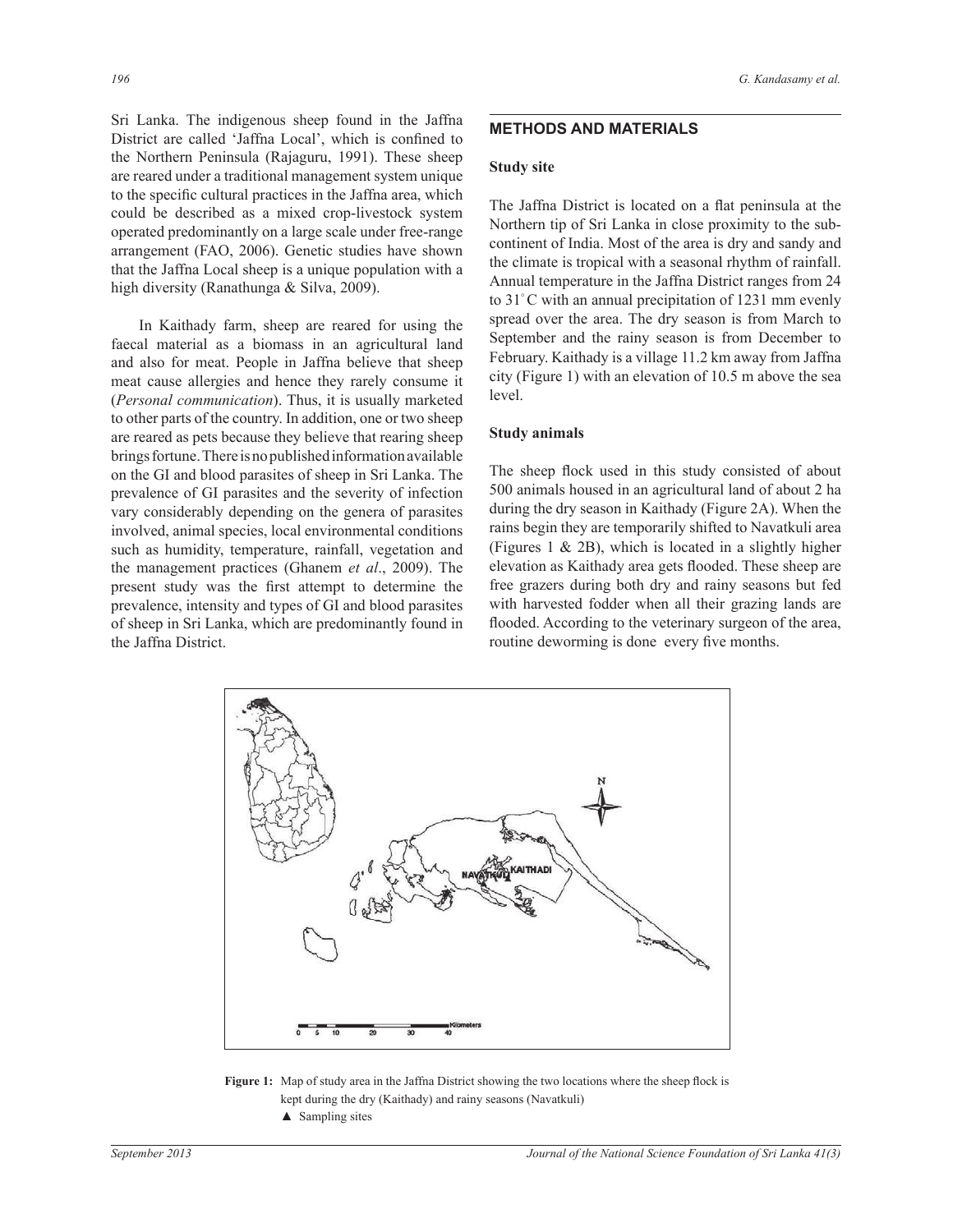Sri Lanka. The indigenous sheep found in the Jaffna District are called 'Jaffna Local', which is confined to the Northern Peninsula (Rajaguru, 1991). These sheep are reared under a traditional management system unique to the specific cultural practices in the Jaffna area, which could be described as a mixed crop-livestock system operated predominantly on a large scale under free-range arrangement (FAO, 2006). Genetic studies have shown that the Jaffna Local sheep is a unique population with a high diversity (Ranathunga & Silva, 2009).

In Kaithady farm, sheep are reared for using the faecal material as a biomass in an agricultural land and also for meat. People in Jaffna believe that sheep meat cause allergies and hence they rarely consume it (*Personal communication*). Thus, it is usually marketed to other parts of the country. In addition, one or two sheep are reared as pets because they believe that rearing sheep brings fortune. There is no published information available on the GI and blood parasites of sheep in Sri Lanka. The prevalence of GI parasites and the severity of infection vary considerably depending on the genera of parasites involved, animal species, local environmental conditions such as humidity, temperature, rainfall, vegetation and the management practices (Ghanem *et al*., 2009). The present study was the first attempt to determine the prevalence, intensity and types of GI and blood parasites of sheep in Sri Lanka, which are predominantly found in the Jaffna District.

## METHODS AND MATERIALS

### Study site

The Jaffna District is located on a flat peninsula at the Northern tip of Sri Lanka in close proximity to the sub-continent of India. Most of the area is dry and sandy and the climate is tropical with a seasonal rhythm of rainfall. Annual temperature in the Jaffna District ranges from 24 to 31° C with an annual precipitation of 1231 mm evenly spread over the area. The dry season is from March to September and the rainy season is from December to February. Kaithady is a village 11.2 km away from Jaffna city (Figure 1) with an elevation of 10.5 m above the sea level.

### Study animals

The sheep flock used in this study consisted of about 500 animals housed in an agricultural land of about 2 ha during the dry season in Kaithady (Figure 2A). When the rains begin they are temporarily shifted to Navatkuli area (Figures 1 & 2B), which is located in a slightly higher elevation as Kaithady area gets flooded. These sheep are free grazers during both dry and rainy seasons but fed with harvested fodder when all their grazing lands are flooded. According to the veterinary surgeon of the area, routine deworming is done every five months.

**Figure 1:** Map of study area in the Jaffna District showing the two locations where the sheep flock is kept during the dry (Kaithady) and rainy seasons (Navatkuli)
▲ Sampling sites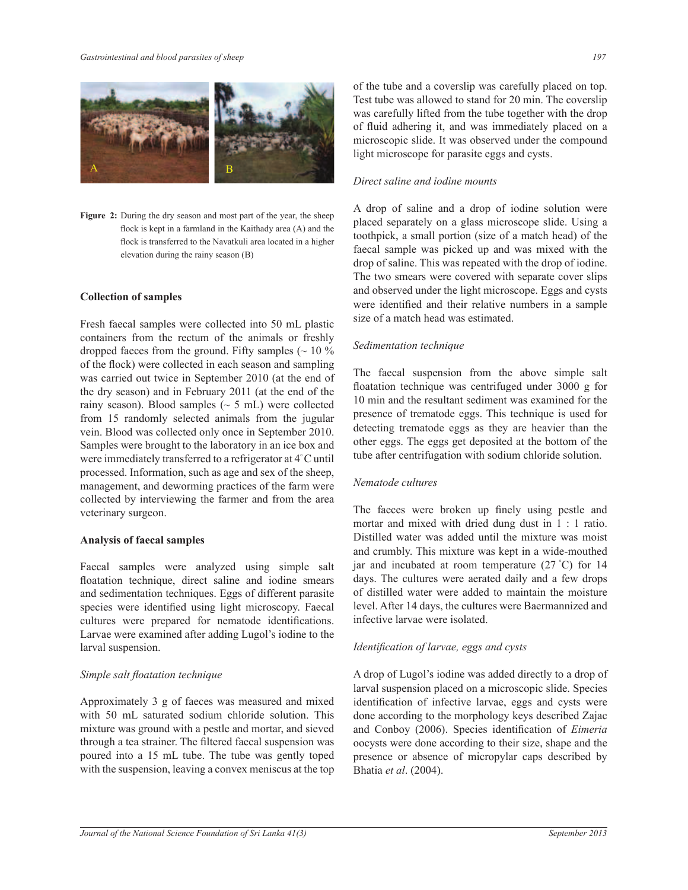Figure 2: During the dry season and most part of the year, the sheep flock is kept in a farmland in the Kaithady area (A) and the flock is transferred to the Navatkuli area located in a higher elevation during the rainy season (B)

**Collection of samples**

Fresh faecal samples were collected into 50 mL plastic containers from the rectum of the animals or freshly dropped faeces from the ground. Fifty samples (~ 10 % of the flock) were collected in each season and sampling was carried out twice in September 2010 (at the end of the dry season) and in February 2011 (at the end of the rainy season). Blood samples (~ 5 mL) were collected from 15 randomly selected animals from the jugular vein. Blood was collected only once in September 2010. Samples were brought to the laboratory in an ice box and were immediately transferred to a refrigerator at 4 °C until processed. Information, such as age and sex of the sheep, management, and deworming practices of the farm were collected by interviewing the farmer and from the area veterinary surgeon.

**Analysis of faecal samples**

Faecal samples were analyzed using simple salt floatation technique, direct saline and iodine smears and sedimentation techniques. Eggs of different parasite species were identified using light microscopy. Faecal cultures were prepared for nematode identifications. Larvae were examined after adding Lugol's iodine to the larval suspension.

*Simple salt floatation technique*

Approximately 3 g of faeces was measured and mixed with 50 mL saturated sodium chloride solution. This mixture was ground with a pestle and mortar, and sieved through a tea strainer. The filtered faecal suspension was poured into a 15 mL tube. The tube was gently toped with the suspension, leaving a convex meniscus at the top of the tube and a coverslip was carefully placed on top. Test tube was allowed to stand for 20 min. The coverslip was carefully lifted from the tube together with the drop of fluid adhering it, and was immediately placed on a microscopic slide. It was observed under the compound light microscope for parasite eggs and cysts.

*Direct saline and iodine mounts*

A drop of saline and a drop of iodine solution were placed separately on a glass microscope slide. Using a toothpick, a small portion (size of a match head) of the faecal sample was picked up and was mixed with the drop of saline. This was repeated with the drop of iodine. The two smears were covered with separate cover slips and observed under the light microscope. Eggs and cysts were identified and their relative numbers in a sample size of a match head was estimated.

*Sedimentation technique*

The faecal suspension from the above simple salt floatation technique was centrifuged under 3000 g for 10 min and the resultant sediment was examined for the presence of trematode eggs. This technique is used for detecting trematode eggs as they are heavier than the other eggs. The eggs get deposited at the bottom of the tube after centrifugation with sodium chloride solution.

*Nematode cultures*

The faeces were broken up finely using pestle and mortar and mixed with dried dung dust in 1 : 1 ratio. Distilled water was added until the mixture was moist and crumbly. This mixture was kept in a wide-mouthed jar and incubated at room temperature (27 °C) for 14 days. The cultures were aerated daily and a few drops of distilled water were added to maintain the moisture level. After 14 days, the cultures were Baermannized and infective larvae were isolated.

*Identification of larvae, eggs and cysts*

A drop of Lugol's iodine was added directly to a drop of larval suspension placed on a microscopic slide. Species identification of infective larvae, eggs and cysts were done according to the morphology keys described Zajac and Conboy (2006). Species identification of *Eimeria* oocysts were done according to their size, shape and the presence or absence of micropylar caps described by Bhatia *et al*. (2004).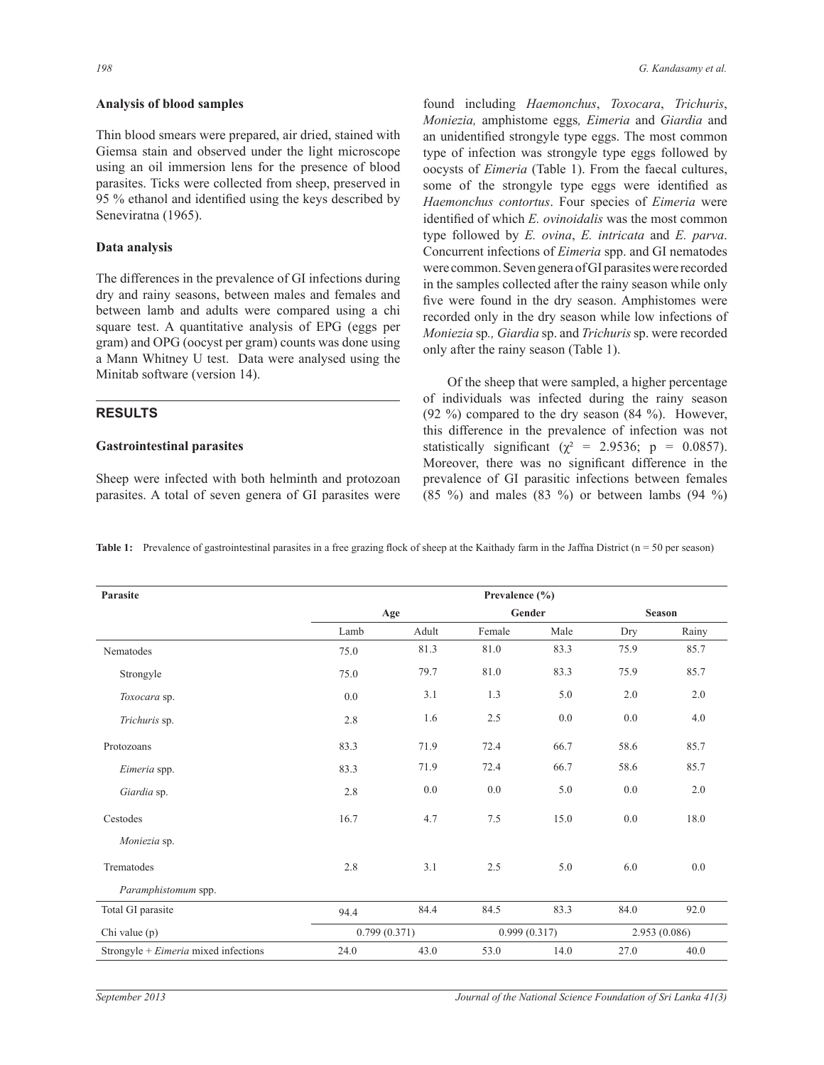**Analysis of blood samples**

Thin blood smears were prepared, air dried, stained with Giemsa stain and observed under the light microscope using an oil immersion lens for the presence of blood parasites. Ticks were collected from sheep, preserved in 95 % ethanol and identified using the keys described by Seneviratna (1965).

**Data analysis**

The differences in the prevalence of GI infections during dry and rainy seasons, between males and females and between lamb and adults were compared using a chi square test. A quantitative analysis of EPG (eggs per gram) and OPG (oocyst per gram) counts was done using a Mann Whitney U test. Data were analysed using the Minitab software (version 14).

## RESULTS

**Gastrointestinal parasites**

Sheep were infected with both helminth and protozoan parasites. A total of seven genera of GI parasites were found including *Haemonchus*, *Toxocara*, *Trichuris*, *Moniezia,* amphistome eggs*, Eimeria* and *Giardia* and an unidentified strongyle type eggs. The most common type of infection was strongyle type eggs followed by oocysts of *Eimeria* (Table 1). From the faecal cultures, some of the strongyle type eggs were identified as *Haemonchus contortus*. Four species of *Eimeria* were identified of which *E. ovinoidalis* was the most common type followed by *E. ovina*, *E. intricata* and *E. parva*. Concurrent infections of *Eimeria* spp. and GI nematodes were common. Seven genera of GI parasites were recorded in the samples collected after the rainy season while only five were found in the dry season. Amphistomes were recorded only in the dry season while low infections of *Moniezia* sp*., Giardia* sp. and *Trichuris* sp. were recorded only after the rainy season (Table 1).

Of the sheep that were sampled, a higher percentage of individuals was infected during the rainy season (92 %) compared to the dry season (84 %). However, this difference in the prevalence of infection was not statistically significant ($\chi^2$ = 2.9536; p = 0.0857). Moreover, there was no significant difference in the prevalence of GI parasitic infections between females (85 %) and males (83 %) or between lambs (94 %)

**Table 1:** Prevalence of gastrointestinal parasites in a free grazing flock of sheep at the Kaithady farm in the Jaffna District (n = 50 per season)

| Parasite | Prevalence (%) | | | | | |
|---|---|---|---|---|---|---|
| | Age | | Gender | | Season | |
| | Lamb | Adult | Female | Male | Dry | Rainy |
| Nematodes | 75.0 | 81.3 | 81.0 | 83.3 | 75.9 | 85.7 |
| Strongyle | 75.0 | 79.7 | 81.0 | 83.3 | 75.9 | 85.7 |
| *Toxocara* sp. | 0.0 | 3.1 | 1.3 | 5.0 | 2.0 | 2.0 |
| *Trichuris* sp. | 2.8 | 1.6 | 2.5 | 0.0 | 0.0 | 4.0 |
| Protozoans | 83.3 | 71.9 | 72.4 | 66.7 | 58.6 | 85.7 |
| *Eimeria* spp. | 83.3 | 71.9 | 72.4 | 66.7 | 58.6 | 85.7 |
| *Giardia* sp. | 2.8 | 0.0 | 0.0 | 5.0 | 0.0 | 2.0 |
| Cestodes | 16.7 | 4.7 | 7.5 | 15.0 | 0.0 | 18.0 |
| *Moniezia* sp. | | | | | | |
| Trematodes | 2.8 | 3.1 | 2.5 | 5.0 | 6.0 | 0.0 |
| *Paramphistomum* spp. | | | | | | |
| Total GI parasite | 94.4 | 84.4 | 84.5 | 83.3 | 84.0 | 92.0 |
| Chi value (p) | 0.799 (0.371) | | 0.999 (0.317) | | 2.953 (0.086) | |
| Strongyle + *Eimeria* mixed infections | 24.0 | 43.0 | 53.0 | 14.0 | 27.0 | 40.0 |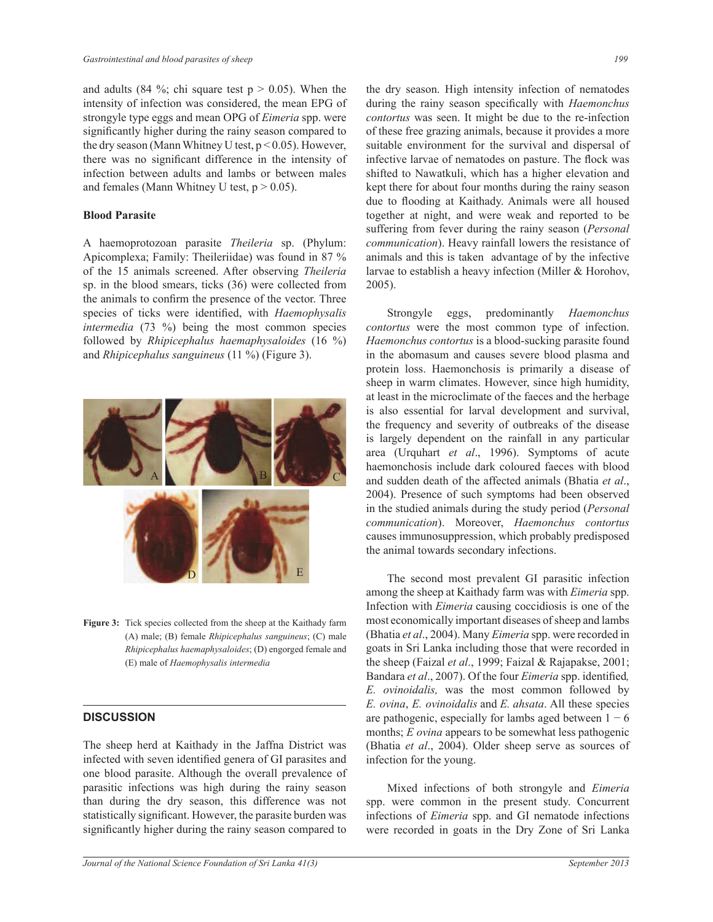and adults (84 %; chi square test $p > 0.05$). When the intensity of infection was considered, the mean EPG of strongyle type eggs and mean OPG of *Eimeria* spp. were significantly higher during the rainy season compared to the dry season (Mann Whitney U test, $p < 0.05$). However, there was no significant difference in the intensity of infection between adults and lambs or between males and females (Mann Whitney U test, $p > 0.05$).

**Blood Parasite**

A haemoprotozoan parasite *Theileria* sp. (Phylum: Apicomplexa; Family: Theileriidae) was found in 87 % of the 15 animals screened. After observing *Theileria* sp. in the blood smears, ticks (36) were collected from the animals to confirm the presence of the vector. Three species of ticks were identified, with *Haemophysalis intermedia* (73 %) being the most common species followed by *Rhipicephalus haemaphysaloides* (16 %) and *Rhipicephalus sanguineus* (11 %) (Figure 3).

**Figure 3:** Tick species collected from the sheep at the Kaithady farm (A) male; (B) female *Rhipicephalus sanguineus*; (C) male *Rhipicephalus haemaphysaloides*; (D) engorged female and (E) male of *Haemophysalis intermedia*

## DISCUSSION

The sheep herd at Kaithady in the Jaffna District was infected with seven identified genera of GI parasites and one blood parasite. Although the overall prevalence of parasitic infections was high during the rainy season than during the dry season, this difference was not statistically significant. However, the parasite burden was significantly higher during the rainy season compared to the dry season. High intensity infection of nematodes during the rainy season specifically with *Haemonchus contortus* was seen. It might be due to the re-infection of these free grazing animals, because it provides a more suitable environment for the survival and dispersal of infective larvae of nematodes on pasture. The flock was shifted to Nawatkuli, which has a higher elevation and kept there for about four months during the rainy season due to flooding at Kaithady. Animals were all housed together at night, and were weak and reported to be suffering from fever during the rainy season (*Personal communication*). Heavy rainfall lowers the resistance of animals and this is taken advantage of by the infective larvae to establish a heavy infection (Miller & Horohov, 2005).

Strongyle eggs, predominantly *Haemonchus contortus* were the most common type of infection. *Haemonchus contortus* is a blood-sucking parasite found in the abomasum and causes severe blood plasma and protein loss. Haemonchosis is primarily a disease of sheep in warm climates. However, since high humidity, at least in the microclimate of the faeces and the herbage is also essential for larval development and survival, the frequency and severity of outbreaks of the disease is largely dependent on the rainfall in any particular area (Urquhart *et al*., 1996). Symptoms of acute haemonchosis include dark coloured faeces with blood and sudden death of the affected animals (Bhatia *et al*., 2004). Presence of such symptoms had been observed in the studied animals during the study period (*Personal communication*). Moreover, *Haemonchus contortus* causes immunosuppression, which probably predisposed the animal towards secondary infections.

The second most prevalent GI parasitic infection among the sheep at Kaithady farm was with *Eimeria* spp. Infection with *Eimeria* causing coccidiosis is one of the most economically important diseases of sheep and lambs (Bhatia *et al*., 2004). Many *Eimeria* spp. were recorded in goats in Sri Lanka including those that were recorded in the sheep (Faizal *et al*., 1999; Faizal & Rajapakse, 2001; Bandara *et al*., 2007). Of the four *Eimeria* spp. identified*, E. ovinoidalis,* was the most common followed by *E. ovina*, *E. ovinoidalis* and *E. ahsata*. All these species are pathogenic, especially for lambs aged between 1 − 6 months; *E ovina* appears to be somewhat less pathogenic (Bhatia *et al*., 2004). Older sheep serve as sources of infection for the young.

Mixed infections of both strongyle and *Eimeria* spp. were common in the present study. Concurrent infections of *Eimeria* spp. and GI nematode infections were recorded in goats in the Dry Zone of Sri Lanka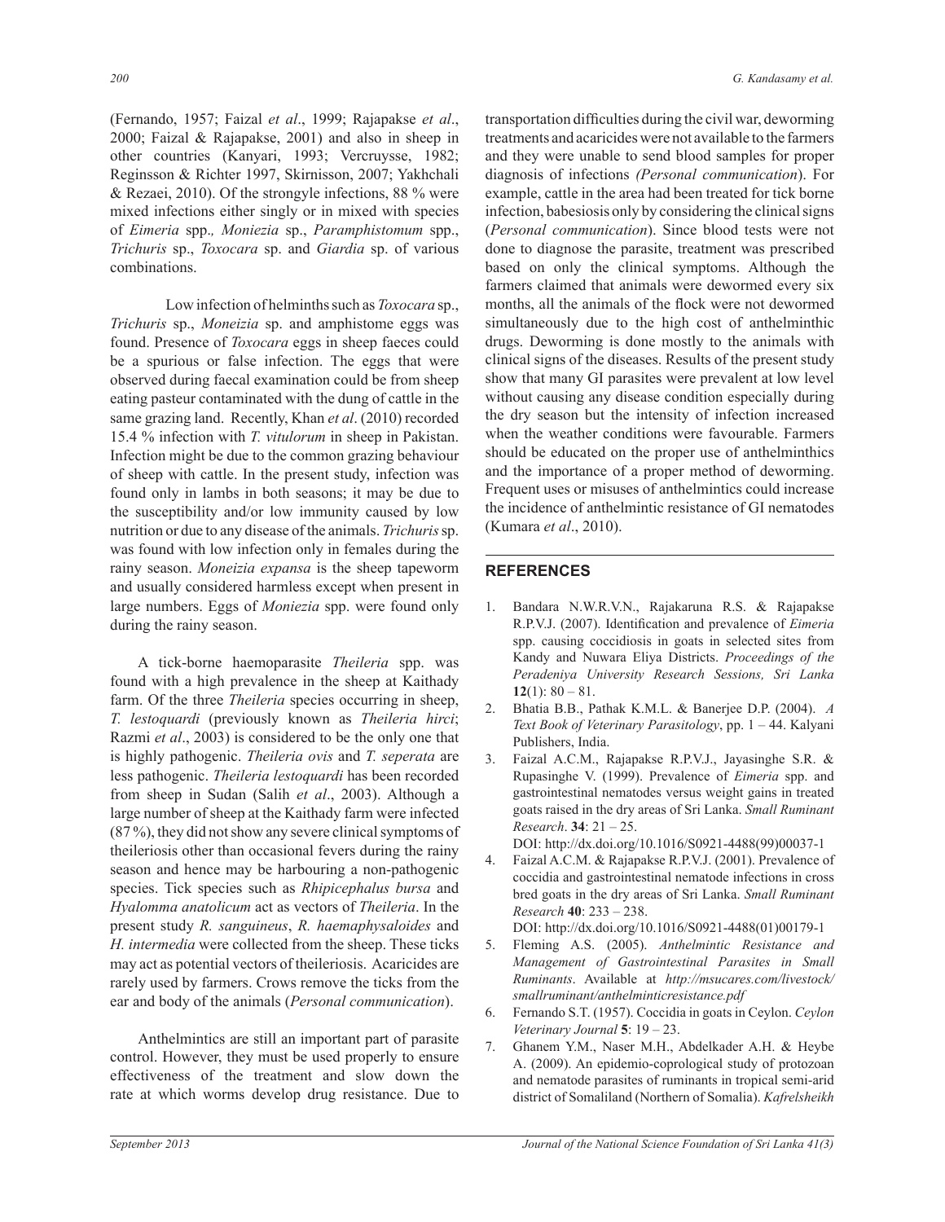(Fernando, 1957; Faizal *et al*., 1999; Rajapakse *et al*., 2000; Faizal & Rajapakse, 2001) and also in sheep in other countries (Kanyari, 1993; Vercruysse, 1982; Reginsson & Richter 1997, Skirnisson, 2007; Yakhchali & Rezaei, 2010). Of the strongyle infections, 88 % were mixed infections either singly or in mixed with species of *Eimeria* spp., *Moniezia* sp., *Paramphistomum* spp., *Trichuris* sp., *Toxocara* sp. and *Giardia* sp. of various combinations.

Low infection of helminths such as *Toxocara* sp., *Trichuris* sp., *Moneizia* sp. and amphistome eggs was found. Presence of *Toxocara* eggs in sheep faeces could be a spurious or false infection. The eggs that were observed during faecal examination could be from sheep eating pasteur contaminated with the dung of cattle in the same grazing land. Recently, Khan *et al*. (2010) recorded 15.4 % infection with *T. vitulorum* in sheep in Pakistan. Infection might be due to the common grazing behaviour of sheep with cattle. In the present study, infection was found only in lambs in both seasons; it may be due to the susceptibility and/or low immunity caused by low nutrition or due to any disease of the animals. *Trichuris* sp. was found with low infection only in females during the rainy season. *Moneizia expansa* is the sheep tapeworm and usually considered harmless except when present in large numbers. Eggs of *Moniezia* spp. were found only during the rainy season.

A tick-borne haemoparasite *Theileria* spp. was found with a high prevalence in the sheep at Kaithady farm. Of the three *Theileria* species occurring in sheep, *T. lestoquardi* (previously known as *Theileria hirci*; Razmi *et al*., 2003) is considered to be the only one that is highly pathogenic. *Theileria ovis* and *T. seperata* are less pathogenic. *Theileria lestoquardi* has been recorded from sheep in Sudan (Salih *et al*., 2003). Although a large number of sheep at the Kaithady farm were infected (87 %), they did not show any severe clinical symptoms of theileriosis other than occasional fevers during the rainy season and hence may be harbouring a non-pathogenic species. Tick species such as *Rhipicephalus bursa* and *Hyalomma anatolicum* act as vectors of *Theileria*. In the present study *R. sanguineus*, *R. haemaphysaloides* and *H. intermedia* were collected from the sheep. These ticks may act as potential vectors of theileriosis. Acaricides are rarely used by farmers. Crows remove the ticks from the ear and body of the animals (*Personal communication*).

Anthelmintics are still an important part of parasite control. However, they must be used properly to ensure effectiveness of the treatment and slow down the rate at which worms develop drug resistance. Due to transportation difficulties during the civil war, deworming treatments and acaricides were not available to the farmers and they were unable to send blood samples for proper diagnosis of infections *(Personal communication*). For example, cattle in the area had been treated for tick borne infection, babesiosis only by considering the clinical signs (*Personal communication*). Since blood tests were not done to diagnose the parasite, treatment was prescribed based on only the clinical symptoms. Although the farmers claimed that animals were dewormed every six months, all the animals of the flock were not dewormed simultaneously due to the high cost of anthelminthic drugs. Deworming is done mostly to the animals with clinical signs of the diseases. Results of the present study show that many GI parasites were prevalent at low level without causing any disease condition especially during the dry season but the intensity of infection increased when the weather conditions were favourable. Farmers should be educated on the proper use of anthelminthics and the importance of a proper method of deworming. Frequent uses or misuses of anthelmintics could increase the incidence of anthelmintic resistance of GI nematodes (Kumara *et al*., 2010).

## REFERENCES

1. Bandara N.W.R.V.N., Rajakaruna R.S. & Rajapakse R.P.V.J. (2007). Identification and prevalence of *Eimeria* spp. causing coccidiosis in goats in selected sites from Kandy and Nuwara Eliya Districts. *Proceedings of the Peradeniya University Research Sessions, Sri Lanka* **12**(1): 80 – 81.
2. Bhatia B.B., Pathak K.M.L. & Banerjee D.P. (2004). *A Text Book of Veterinary Parasitology*, pp. 1 – 44. Kalyani Publishers, India.
3. Faizal A.C.M., Rajapakse R.P.V.J., Jayasinghe S.R. & Rupasinghe V. (1999). Prevalence of *Eimeria* spp. and gastrointestinal nematodes versus weight gains in treated goats raised in the dry areas of Sri Lanka. *Small Ruminant Research*. **34**: 21 – 25.
   DOI: http://dx.doi.org/10.1016/S0921-4488(99)00037-1
4. Faizal A.C.M. & Rajapakse R.P.V.J. (2001). Prevalence of coccidia and gastrointestinal nematode infections in cross bred goats in the dry areas of Sri Lanka. *Small Ruminant Research* **40**: 233 – 238.
   DOI: http://dx.doi.org/10.1016/S0921-4488(01)00179-1
5. Fleming A.S. (2005). *Anthelmintic Resistance and Management of Gastrointestinal Parasites in Small Ruminants*. Available at *http://msucares.com/livestock/smallruminant/anthelminticresistance.pdf*
6. Fernando S.T. (1957). Coccidia in goats in Ceylon. *Ceylon Veterinary Journal* **5**: 19 – 23.
7. Ghanem Y.M., Naser M.H., Abdelkader A.H. & Heybe A. (2009). An epidemio-coprological study of protozoan and nematode parasites of ruminants in tropical semi-arid district of Somaliland (Northern of Somalia). *Kafrelsheikh*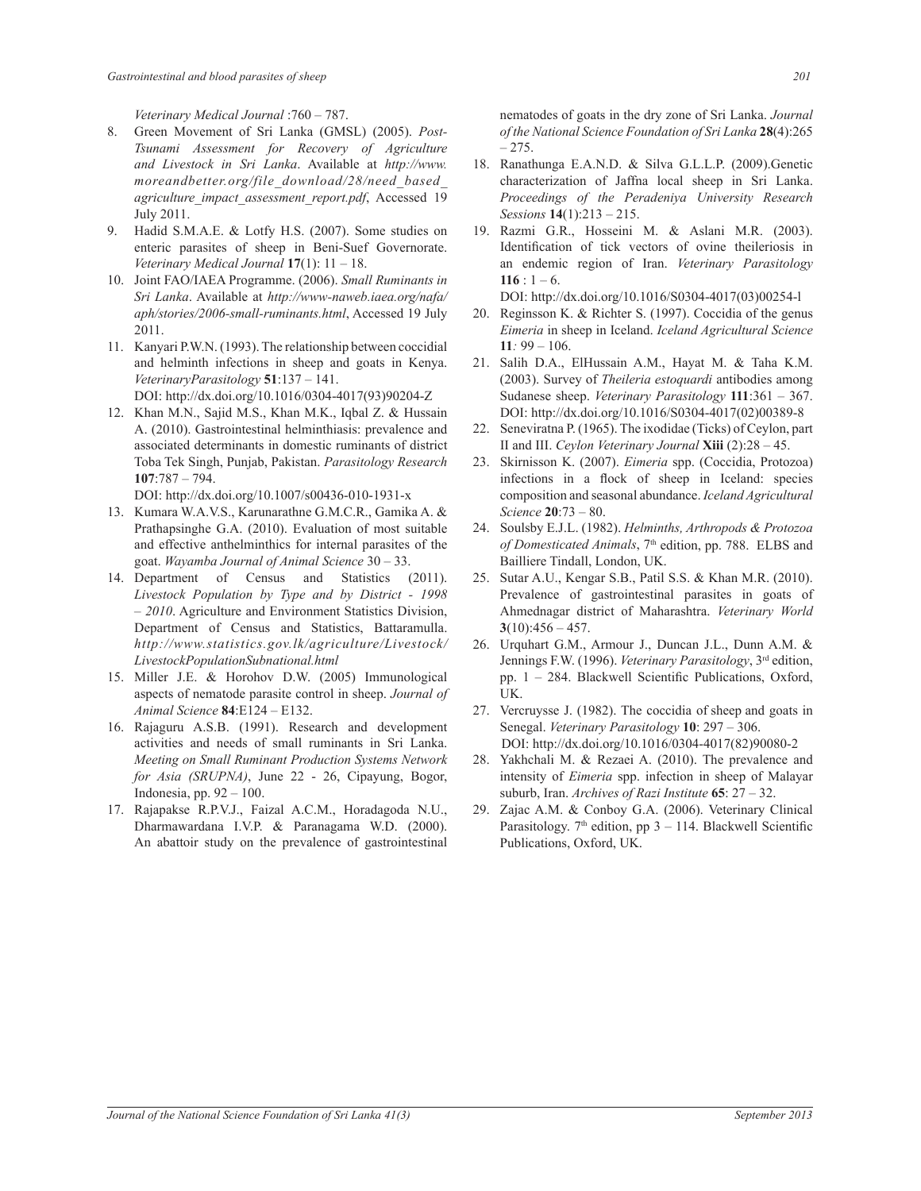*Veterinary Medical Journal* :760 – 787.

8. Green Movement of Sri Lanka (GMSL) (2005). *Post-Tsunami Assessment for Recovery of Agriculture and Livestock in Sri Lanka*. Available at *http://www.moreandbetter.org/file_download/28/need_based_agriculture_impact_assessment_report.pdf*, Accessed 19 July 2011.
9. Hadid S.M.A.E. & Lotfy H.S. (2007). Some studies on enteric parasites of sheep in Beni-Suef Governorate. *Veterinary Medical Journal* **17**(1): 11 – 18.
10. Joint FAO/IAEA Programme. (2006). *Small Ruminants in Sri Lanka*. Available at *http://www-naweb.iaea.org/nafa/aph/stories/2006-small-ruminants.html*, Accessed 19 July 2011.
11. Kanyari P.W.N. (1993). The relationship between coccidial and helminth infections in sheep and goats in Kenya. *VeterinaryParasitology* **51**:137 – 141.
DOI: http://dx.doi.org/10.1016/0304-4017(93)90204-Z
12. Khan M.N., Sajid M.S., Khan M.K., Iqbal Z. & Hussain A. (2010). Gastrointestinal helminthiasis: prevalence and associated determinants in domestic ruminants of district Toba Tek Singh, Punjab, Pakistan. *Parasitology Research* **107**:787 – 794.
DOI: http://dx.doi.org/10.1007/s00436-010-1931-x
13. Kumara W.A.V.S., Karunarathne G.M.C.R., Gamika A. & Prathapsinghe G.A. (2010). Evaluation of most suitable and effective anthelminthics for internal parasites of the goat. *Wayamba Journal of Animal Science* 30 – 33.
14. Department of Census and Statistics (2011). *Livestock Population by Type and by District - 1998 – 2010*. Agriculture and Environment Statistics Division, Department of Census and Statistics, Battaramulla. *http://www.statistics.gov.lk/agriculture/Livestock/LivestockPopulationSubnational.html*
15. Miller J.E. & Horohov D.W. (2005) Immunological aspects of nematode parasite control in sheep. *Journal of Animal Science* **84**:E124 – E132.
16. Rajaguru A.S.B. (1991). Research and development activities and needs of small ruminants in Sri Lanka. *Meeting on Small Ruminant Production Systems Network for Asia (SRUPNA)*, June 22 - 26, Cipayung, Bogor, Indonesia, pp. 92 – 100.
17. Rajapakse R.P.V.J., Faizal A.C.M., Horadagoda N.U., Dharmawardana I.V.P. & Paranagama W.D. (2000). An abattoir study on the prevalence of gastrointestinal nematodes of goats in the dry zone of Sri Lanka. *Journal of the National Science Foundation of Sri Lanka* **28**(4):265 – 275.
18. Ranathunga E.A.N.D. & Silva G.L.L.P. (2009).Genetic characterization of Jaffna local sheep in Sri Lanka. *Proceedings of the Peradeniya University Research Sessions* **14**(1):213 – 215.
19. Razmi G.R., Hosseini M. & Aslani M.R. (2003). Identification of tick vectors of ovine theileriosis in an endemic region of Iran. *Veterinary Parasitology* **116** : 1 – 6.
DOI: http://dx.doi.org/10.1016/S0304-4017(03)00254-l
20. Reginsson K. & Richter S. (1997). Coccidia of the genus *Eimeria* in sheep in Iceland. *Iceland Agricultural Science* **11***:* 99 – 106.
21. Salih D.A., ElHussain A.M., Hayat M. & Taha K.M. (2003). Survey of *Theileria estoquardi* antibodies among Sudanese sheep. *Veterinary Parasitology* **111**:361 – 367.
DOI: http://dx.doi.org/10.1016/S0304-4017(02)00389-8
22. Seneviratna P. (1965). The ixodidae (Ticks) of Ceylon, part II and III. *Ceylon Veterinary Journal* **Xiii** (2):28 – 45.
23. Skirnisson K. (2007). *Eimeria* spp. (Coccidia, Protozoa) infections in a flock of sheep in Iceland: species composition and seasonal abundance. *Iceland Agricultural Science* **20**:73 – 80.
24. Soulsby E.J.L. (1982). *Helminths, Arthropods & Protozoa of Domesticated Animals*, 7th edition, pp. 788. ELBS and Bailliere Tindall, London, UK.
25. Sutar A.U., Kengar S.B., Patil S.S. & Khan M.R. (2010). Prevalence of gastrointestinal parasites in goats of Ahmednagar district of Maharashtra. *Veterinary World* **3**(10):456 – 457.
26. Urquhart G.M., Armour J., Duncan J.L., Dunn A.M. & Jennings F.W. (1996). *Veterinary Parasitology*, 3rd edition, pp. 1 – 284. Blackwell Scientific Publications, Oxford, UK.
27. Vercruysse J. (1982). The coccidia of sheep and goats in Senegal. *Veterinary Parasitology* **10**: 297 – 306.
DOI: http://dx.doi.org/10.1016/0304-4017(82)90080-2
28. Yakhchali M. & Rezaei A. (2010). The prevalence and intensity of *Eimeria* spp. infection in sheep of Malayar suburb, Iran. *Archives of Razi Institute* **65**: 27 – 32.
29. Zajac A.M. & Conboy G.A. (2006). Veterinary Clinical Parasitology. 7th edition, pp 3 – 114. Blackwell Scientific Publications, Oxford, UK.